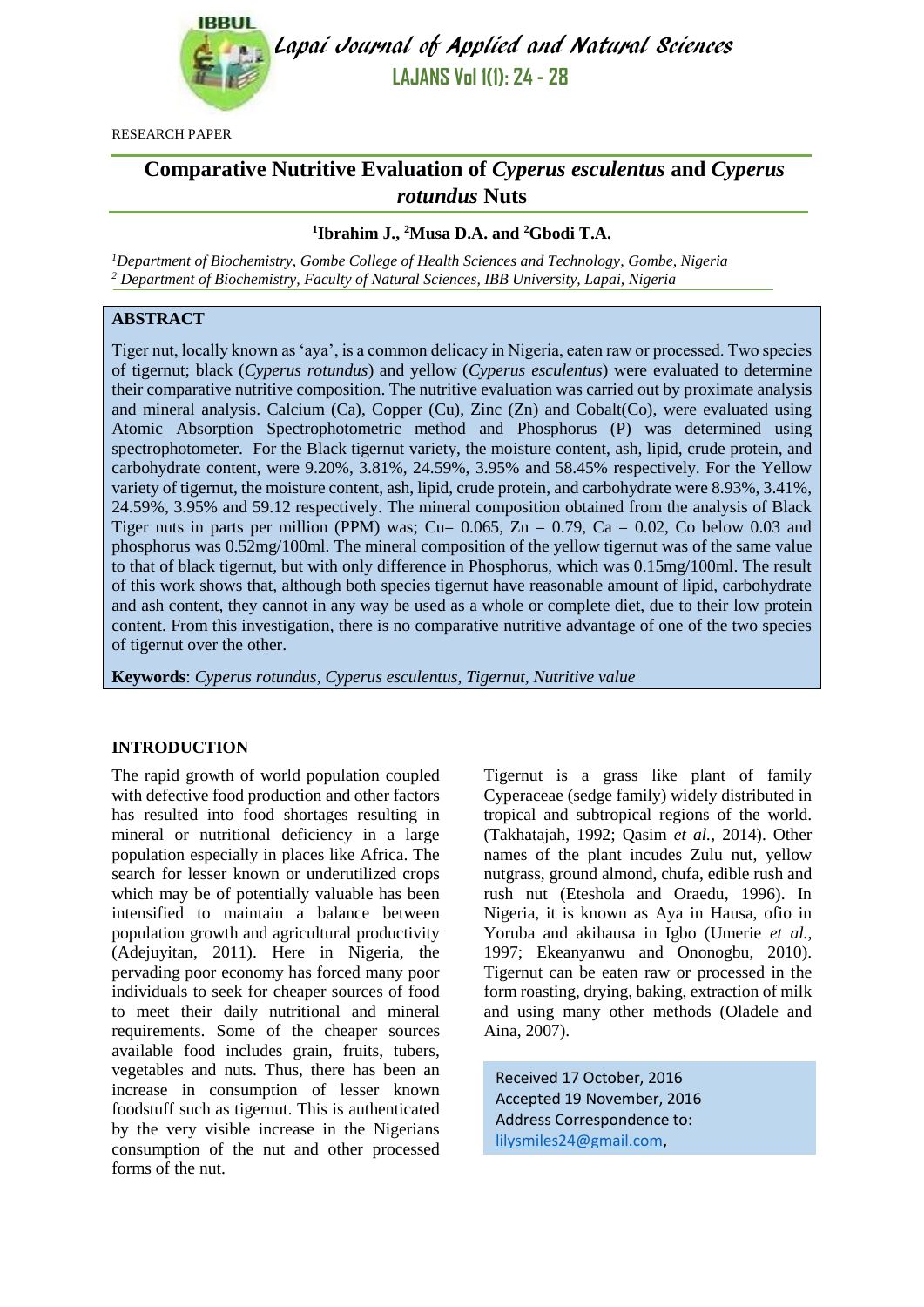RESEARCH PAPER

# Comparative Nutritive Evaluation of *Cyperus esculentus* and *Cyperus rotundus* Nuts

**[1]Ibrahim J., [2]Musa D.A. and [2]Gbodi T.A.**

*[1]Department of Biochemistry, Gombe College of Health Sciences and Technology, Gombe, Nigeria*
*[2] Department of Biochemistry, Faculty of Natural Sciences, IBB University, Lapai, Nigeria*

## ABSTRACT

Tiger nut, locally known as 'aya', is a common delicacy in Nigeria, eaten raw or processed. Two species of tigernut; black (*Cyperus rotundus*) and yellow (*Cyperus esculentus*) were evaluated to determine their comparative nutritive composition. The nutritive evaluation was carried out by proximate analysis and mineral analysis. Calcium (Ca), Copper (Cu), Zinc (Zn) and Cobalt(Co), were evaluated using Atomic Absorption Spectrophotometric method and Phosphorus (P) was determined using spectrophotometer. For the Black tigernut variety, the moisture content, ash, lipid, crude protein, and carbohydrate content, were 9.20%, 3.81%, 24.59%, 3.95% and 58.45% respectively. For the Yellow variety of tigernut, the moisture content, ash, lipid, crude protein, and carbohydrate were 8.93%, 3.41%, 24.59%, 3.95% and 59.12 respectively. The mineral composition obtained from the analysis of Black Tiger nuts in parts per million (PPM) was; Cu= 0.065, Zn = 0.79, Ca = 0.02, Co below 0.03 and phosphorus was 0.52mg/100ml. The mineral composition of the yellow tigernut was of the same value to that of black tigernut, but with only difference in Phosphorus, which was 0.15mg/100ml. The result of this work shows that, although both species tigernut have reasonable amount of lipid, carbohydrate and ash content, they cannot in any way be used as a whole or complete diet, due to their low protein content. From this investigation, there is no comparative nutritive advantage of one of the two species of tigernut over the other.

**Keywords**: *Cyperus rotundus, Cyperus esculentus, Tigernut, Nutritive value*

## INTRODUCTION

The rapid growth of world population coupled with defective food production and other factors has resulted into food shortages resulting in mineral or nutritional deficiency in a large population especially in places like Africa. The search for lesser known or underutilized crops which may be of potentially valuable has been intensified to maintain a balance between population growth and agricultural productivity (Adejuyitan, 2011). Here in Nigeria, the pervading poor economy has forced many poor individuals to seek for cheaper sources of food to meet their daily nutritional and mineral requirements. Some of the cheaper sources available food includes grain, fruits, tubers, vegetables and nuts. Thus, there has been an increase in consumption of lesser known foodstuff such as tigernut. This is authenticated by the very visible increase in the Nigerians consumption of the nut and other processed forms of the nut.

Tigernut is a grass like plant of family Cyperaceae (sedge family) widely distributed in tropical and subtropical regions of the world. (Takhatajah, 1992; Qasim *et al.,* 2014). Other names of the plant incudes Zulu nut, yellow nutgrass, ground almond, chufa, edible rush and rush nut (Eteshola and Oraedu, 1996). In Nigeria, it is known as Aya in Hausa, ofio in Yoruba and akihausa in Igbo (Umerie *et al.,* 1997; Ekeanyanwu and Ononogbu, 2010). Tigernut can be eaten raw or processed in the form roasting, drying, baking, extraction of milk and using many other methods (Oladele and Aina, 2007).

Received 17 October, 2016
Accepted 19 November, 2016
Address Correspondence to:
lilysmiles24@gmail.com,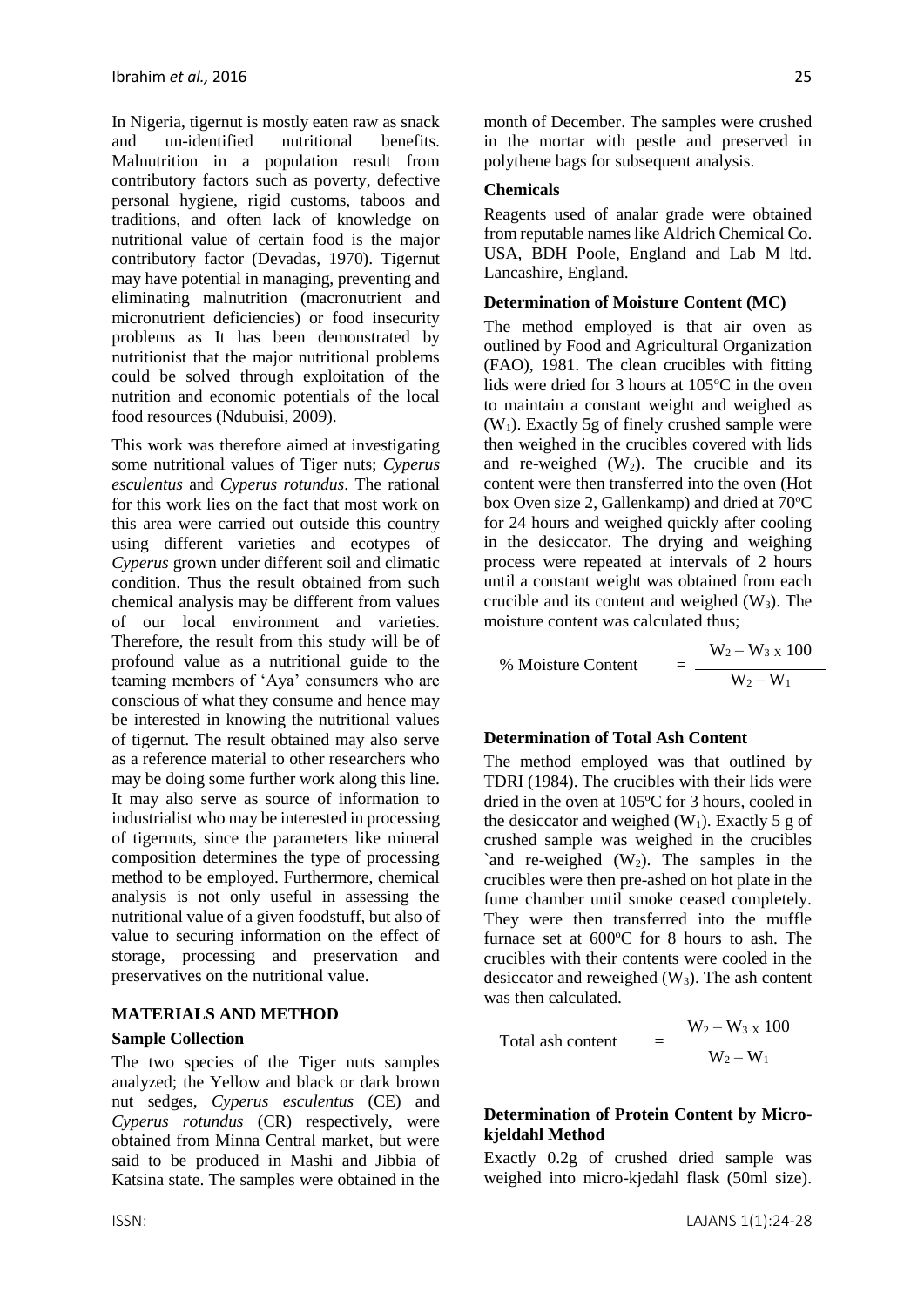In Nigeria, tigernut is mostly eaten raw as snack and un-identified nutritional benefits. Malnutrition in a population result from contributory factors such as poverty, defective personal hygiene, rigid customs, taboos and traditions, and often lack of knowledge on nutritional value of certain food is the major contributory factor (Devadas, 1970). Tigernut may have potential in managing, preventing and eliminating malnutrition (macronutrient and micronutrient deficiencies) or food insecurity problems as It has been demonstrated by nutritionist that the major nutritional problems could be solved through exploitation of the nutrition and economic potentials of the local food resources (Ndubuisi, 2009).

This work was therefore aimed at investigating some nutritional values of Tiger nuts; *Cyperus esculentus* and *Cyperus rotundus*. The rational for this work lies on the fact that most work on this area were carried out outside this country using different varieties and ecotypes of *Cyperus* grown under different soil and climatic condition. Thus the result obtained from such chemical analysis may be different from values of our local environment and varieties. Therefore, the result from this study will be of profound value as a nutritional guide to the teaming members of 'Aya' consumers who are conscious of what they consume and hence may be interested in knowing the nutritional values of tigernut. The result obtained may also serve as a reference material to other researchers who may be doing some further work along this line. It may also serve as source of information to industrialist who may be interested in processing of tigernuts, since the parameters like mineral composition determines the type of processing method to be employed. Furthermore, chemical analysis is not only useful in assessing the nutritional value of a given foodstuff, but also of value to securing information on the effect of storage, processing and preservation and preservatives on the nutritional value.

## MATERIALS AND METHOD

### Sample Collection

The two species of the Tiger nuts samples analyzed; the Yellow and black or dark brown nut sedges, *Cyperus esculentus* (CE) and *Cyperus rotundus* (CR) respectively, were obtained from Minna Central market, but were said to be produced in Mashi and Jibbia of Katsina state. The samples were obtained in the month of December. The samples were crushed in the mortar with pestle and preserved in polythene bags for subsequent analysis.

### Chemicals

Reagents used of analar grade were obtained from reputable names like Aldrich Chemical Co. USA, BDH Poole, England and Lab M ltd. Lancashire, England.

### Determination of Moisture Content (MC)

The method employed is that air oven as outlined by Food and Agricultural Organization (FAO), 1981. The clean crucibles with fitting lids were dried for 3 hours at 105$^o$C in the oven to maintain a constant weight and weighed as ($W_1$). Exactly 5g of finely crushed sample were then weighed in the crucibles covered with lids and re-weighed ($W_2$). The crucible and its content were then transferred into the oven (Hot box Oven size 2, Gallenkamp) and dried at 70$^o$C for 24 hours and weighed quickly after cooling in the desiccator. The drying and weighing process were repeated at intervals of 2 hours until a constant weight was obtained from each crucible and its content and weighed ($W_3$). The moisture content was calculated thus;

$$\% \text{ Moisture Content} = \frac{W_2 - W_3 \times 100}{W_2 - W_1}$$

### Determination of Total Ash Content

The method employed was that outlined by TDRI (1984). The crucibles with their lids were dried in the oven at 105$^o$C for 3 hours, cooled in the desiccator and weighed ($W_1$). Exactly 5 g of crushed sample was weighed in the crucibles `and re-weighed ($W_2$). The samples in the crucibles were then pre-ashed on hot plate in the fume chamber until smoke ceased completely. They were then transferred into the muffle furnace set at 600$^o$C for 8 hours to ash. The crucibles with their contents were cooled in the desiccator and reweighed ($W_3$). The ash content was then calculated.

$$\text{Total ash content} = \frac{W_2 - W_3 \times 100}{W_2 - W_1}$$

### Determination of Protein Content by Micro-kjeldahl Method

Exactly 0.2g of crushed dried sample was weighed into micro-kjedahl flask (50ml size).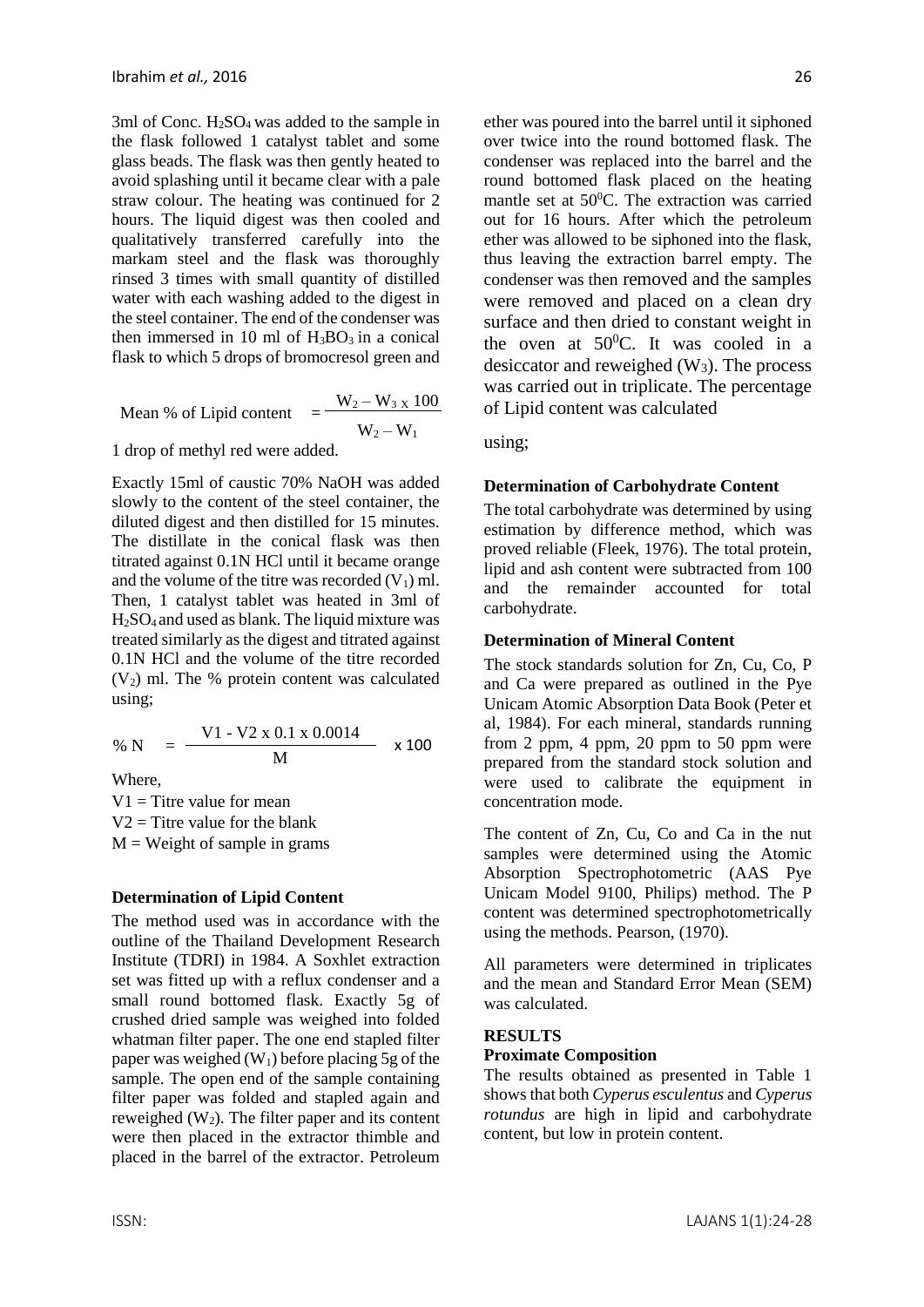3ml of Conc. $H_2SO_4$ was added to the sample in the flask followed 1 catalyst tablet and some glass beads. The flask was then gently heated to avoid splashing until it became clear with a pale straw colour. The heating was continued for 2 hours. The liquid digest was then cooled and qualitatively transferred carefully into the markam steel and the flask was thoroughly rinsed 3 times with small quantity of distilled water with each washing added to the digest in the steel container. The end of the condenser was then immersed in 10 ml of $H_3BO_3$ in a conical flask to which 5 drops of bromocresol green and 1 drop of methyl red were added.

Exactly 15ml of caustic 70% NaOH was added slowly to the content of the steel container, the diluted digest and then distilled for 15 minutes. The distillate in the conical flask was then titrated against 0.1N HCl until it became orange and the volume of the titre was recorded ($V_1$) ml. Then, 1 catalyst tablet was heated in 3ml of $H_2SO_4$ and used as blank. The liquid mixture was treated similarly as the digest and titrated against 0.1N HCl and the volume of the titre recorded ($V_2$) ml. The % protein content was calculated using;

$$\% N = \frac{V1 - V2 \times 0.1 \times 0.0014}{M} \times 100$$

Where,

V1 = Titre value for mean

V2 = Titre value for the blank

M = Weight of sample in grams

**Determination of Lipid Content**

The method used was in accordance with the outline of the Thailand Development Research Institute (TDRI) in 1984. A Soxhlet extraction set was fitted up with a reflux condenser and a small round bottomed flask. Exactly 5g of crushed dried sample was weighed into folded whatman filter paper. The one end stapled filter paper was weighed ($W_1$) before placing 5g of the sample. The open end of the sample containing filter paper was folded and stapled again and reweighed ($W_2$). The filter paper and its content were then placed in the extractor thimble and placed in the barrel of the extractor. Petroleum ether was poured into the barrel until it siphoned over twice into the round bottomed flask. The condenser was replaced into the barrel and the round bottomed flask placed on the heating mantle set at $50^0$C. The extraction was carried out for 16 hours. After which the petroleum ether was allowed to be siphoned into the flask, thus leaving the extraction barrel empty. The condenser was then removed and the samples were removed and placed on a clean dry surface and then dried to constant weight in the oven at $50^0$C. It was cooled in a desiccator and reweighed ($W_3$). The process was carried out in triplicate. The percentage of Lipid content was calculated using;

$$\text{Mean \% of Lipid content} = \frac{W_2 - W_3 \times 100}{W_2 - W_1}$$

**Determination of Carbohydrate Content**

The total carbohydrate was determined by using estimation by difference method, which was proved reliable (Fleek, 1976). The total protein, lipid and ash content were subtracted from 100 and the remainder accounted for total carbohydrate.

**Determination of Mineral Content**

The stock standards solution for Zn, Cu, Co, P and Ca were prepared as outlined in the Pye Unicam Atomic Absorption Data Book (Peter et al, 1984). For each mineral, standards running from 2 ppm, 4 ppm, 20 ppm to 50 ppm were prepared from the standard stock solution and were used to calibrate the equipment in concentration mode.

The content of Zn, Cu, Co and Ca in the nut samples were determined using the Atomic Absorption Spectrophotometric (AAS Pye Unicam Model 9100, Philips) method. The P content was determined spectrophotometrically using the methods. Pearson, (1970).

All parameters were determined in triplicates and the mean and Standard Error Mean (SEM) was calculated.

**RESULTS**

**Proximate Composition**

The results obtained as presented in Table 1 shows that both *Cyperus esculentus* and *Cyperus rotundus* are high in lipid and carbohydrate content, but low in protein content.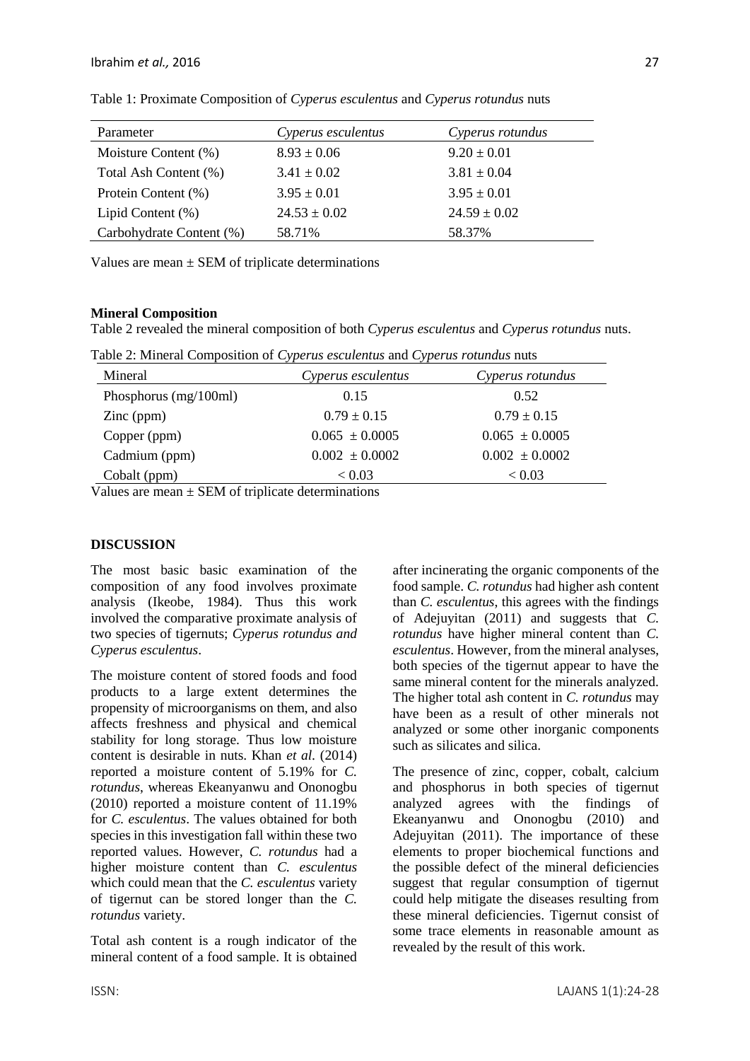Table 1: Proximate Composition of *Cyperus esculentus* and *Cyperus rotundus* nuts

| Parameter | *Cyperus esculentus* | *Cyperus rotundus* |
|---|---|---|
| Moisture Content (%) | 8.93 ± 0.06 | 9.20 ± 0.01 |
| Total Ash Content (%) | 3.41 ± 0.02 | 3.81 ± 0.04 |
| Protein Content (%) | 3.95 ± 0.01 | 3.95 ± 0.01 |
| Lipid Content (%) | 24.53 ± 0.02 | 24.59 ± 0.02 |
| Carbohydrate Content (%) | 58.71% | 58.37% |

Values are mean ± SEM of triplicate determinations

**Mineral Composition**

Table 2 revealed the mineral composition of both *Cyperus esculentus* and *Cyperus rotundus* nuts.

Table 2: Mineral Composition of *Cyperus esculentus* and *Cyperus rotundus* nuts

| Mineral | *Cyperus esculentus* | *Cyperus rotundus* |
|---|---|---|
| Phosphorus (mg/100ml) | 0.15 | 0.52 |
| Zinc (ppm) | 0.79 ± 0.15 | 0.79 ± 0.15 |
| Copper (ppm) | 0.065 ± 0.0005 | 0.065 ± 0.0005 |
| Cadmium (ppm) | 0.002 ± 0.0002 | 0.002 ± 0.0002 |
| Cobalt (ppm) | < 0.03 | < 0.03 |

Values are mean ± SEM of triplicate determinations

**DISCUSSION**

The most basic basic examination of the composition of any food involves proximate analysis (Ikeobe, 1984). Thus this work involved the comparative proximate analysis of two species of tigernuts; *Cyperus rotundus and Cyperus esculentus*.

The moisture content of stored foods and food products to a large extent determines the propensity of microorganisms on them, and also affects freshness and physical and chemical stability for long storage. Thus low moisture content is desirable in nuts. Khan *et al*. (2014) reported a moisture content of 5.19% for *C. rotundus*, whereas Ekeanyanwu and Ononogbu (2010) reported a moisture content of 11.19% for *C. esculentus*. The values obtained for both species in this investigation fall within these two reported values. However, *C. rotundus* had a higher moisture content than *C. esculentus* which could mean that the *C. esculentus* variety of tigernut can be stored longer than the *C. rotundus* variety.

Total ash content is a rough indicator of the mineral content of a food sample. It is obtained after incinerating the organic components of the food sample. *C. rotundus* had higher ash content than *C. esculentus*, this agrees with the findings of Adejuyitan (2011) and suggests that *C. rotundus* have higher mineral content than *C. esculentus*. However, from the mineral analyses, both species of the tigernut appear to have the same mineral content for the minerals analyzed. The higher total ash content in *C. rotundus* may have been as a result of other minerals not analyzed or some other inorganic components such as silicates and silica.

The presence of zinc, copper, cobalt, calcium and phosphorus in both species of tigernut analyzed agrees with the findings of Ekeanyanwu and Ononogbu (2010) and Adejuyitan (2011). The importance of these elements to proper biochemical functions and the possible defect of the mineral deficiencies suggest that regular consumption of tigernut could help mitigate the diseases resulting from these mineral deficiencies. Tigernut consist of some trace elements in reasonable amount as revealed by the result of this work.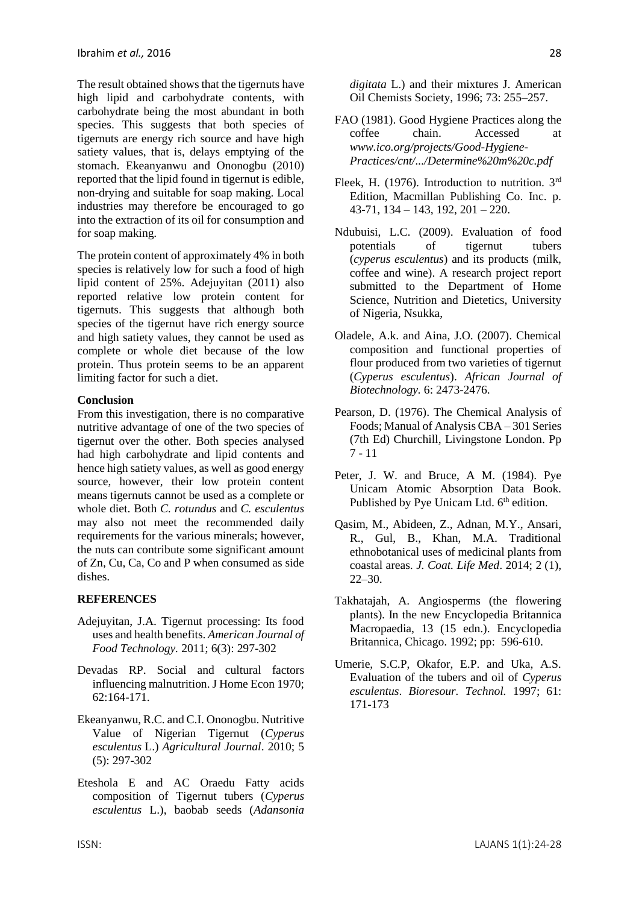The result obtained shows that the tigernuts have high lipid and carbohydrate contents, with carbohydrate being the most abundant in both species. This suggests that both species of tigernuts are energy rich source and have high satiety values, that is, delays emptying of the stomach. Ekeanyanwu and Ononogbu (2010) reported that the lipid found in tigernut is edible, non-drying and suitable for soap making. Local industries may therefore be encouraged to go into the extraction of its oil for consumption and for soap making.

The protein content of approximately 4% in both species is relatively low for such a food of high lipid content of 25%. Adejuyitan (2011) also reported relative low protein content for tigernuts. This suggests that although both species of the tigernut have rich energy source and high satiety values, they cannot be used as complete or whole diet because of the low protein. Thus protein seems to be an apparent limiting factor for such a diet.

**Conclusion**

From this investigation, there is no comparative nutritive advantage of one of the two species of tigernut over the other. Both species analysed had high carbohydrate and lipid contents and hence high satiety values, as well as good energy source, however, their low protein content means tigernuts cannot be used as a complete or whole diet. Both *C. rotundus* and *C. esculentus* may also not meet the recommended daily requirements for the various minerals; however, the nuts can contribute some significant amount of Zn, Cu, Ca, Co and P when consumed as side dishes.

**REFERENCES**

Adejuyitan, J.A. Tigernut processing: Its food uses and health benefits. *American Journal of Food Technology.* 2011; 6(3): 297-302

Devadas RP. Social and cultural factors influencing malnutrition. J Home Econ 1970; 62:164-171.

Ekeanyanwu, R.C. and C.I. Ononogbu. Nutritive Value of Nigerian Tigernut (*Cyperus esculentus* L.) *Agricultural Journal*. 2010; 5 (5): 297-302

Eteshola E and AC Oraedu Fatty acids composition of Tigernut tubers (*Cyperus esculentus* L.), baobab seeds (*Adansonia digitata* L.) and their mixtures J. American Oil Chemists Society, 1996; 73: 255–257.

FAO (1981). Good Hygiene Practices along the coffee chain. Accessed at *www.ico.org/projects/Good-Hygiene-Practices/cnt/.../Determine%20m%20c.pdf*

Fleek, H. (1976). Introduction to nutrition. 3rd Edition, Macmillan Publishing Co. Inc. p. 43-71, 134 – 143, 192, 201 – 220.

Ndubuisi, L.C. (2009). Evaluation of food potentials of tigernut tubers (*cyperus esculentus*) and its products (milk, coffee and wine). A research project report submitted to the Department of Home Science, Nutrition and Dietetics, University of Nigeria, Nsukka,

Oladele, A.k. and Aina, J.O. (2007). Chemical composition and functional properties of flour produced from two varieties of tigernut (*Cyperus esculentus*). *African Journal of Biotechnology.* 6: 2473-2476.

Pearson, D. (1976). The Chemical Analysis of Foods; Manual of Analysis CBA – 301 Series (7th Ed) Churchill, Livingstone London. Pp 7 - 11

Peter, J. W. and Bruce, A M. (1984). Pye Unicam Atomic Absorption Data Book. Published by Pye Unicam Ltd. 6th edition.

Qasim, M., Abideen, Z., Adnan, M.Y., Ansari, R., Gul, B., Khan, M.A. Traditional ethnobotanical uses of medicinal plants from coastal areas. *J. Coat. Life Med*. 2014; 2 (1), 22–30.

Takhatajah, A. Angiosperms (the flowering plants). In the new Encyclopedia Britannica Macropaedia, 13 (15 edn.). Encyclopedia Britannica, Chicago. 1992; pp: 596-610.

Umerie, S.C.P, Okafor, E.P. and Uka, A.S. Evaluation of the tubers and oil of *Cyperus esculentus*. *Bioresour. Technol.* 1997; 61: 171-173